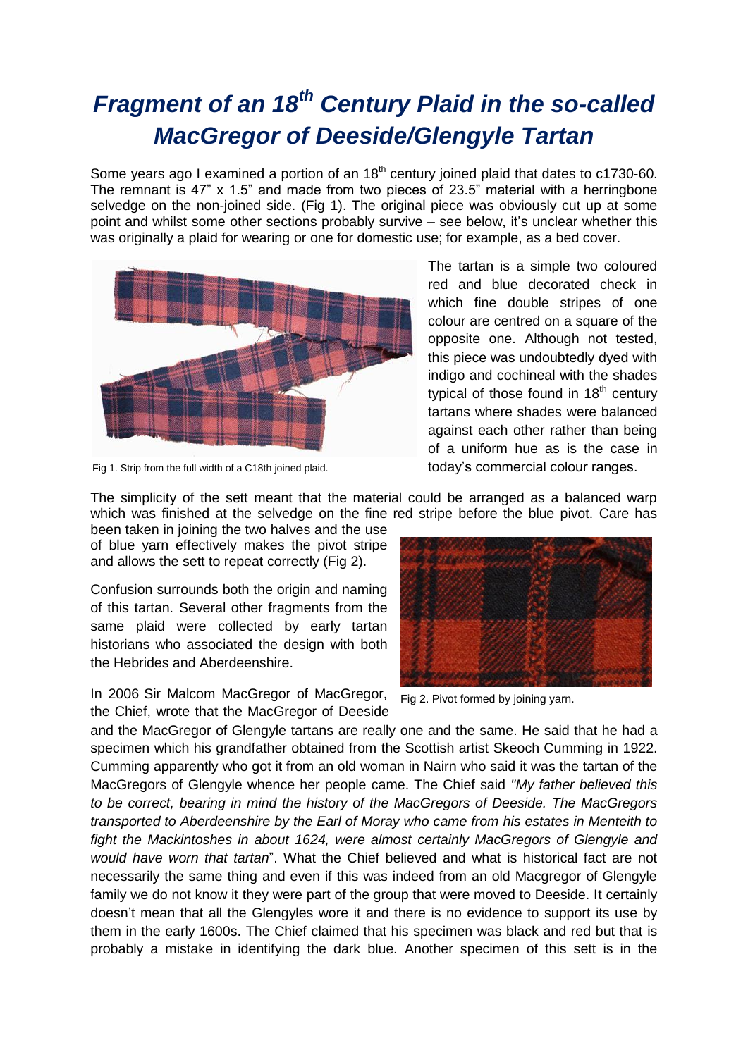# *Fragment of an 18th Century Plaid in the so-called MacGregor of Deeside/Glengyle Tartan*

Some years ago I examined a portion of an 18th century joined plaid that dates to c1730-60. The remnant is 47" x 1.5" and made from two pieces of 23.5" material with a herringbone selvedge on the non-joined side. (Fig 1). The original piece was obviously cut up at some point and whilst some other sections probably survive – see below, it's unclear whether this was originally a plaid for wearing or one for domestic use; for example, as a bed cover.

Fig 1. Strip from the full width of a C18th joined plaid.

The tartan is a simple two coloured red and blue decorated check in which fine double stripes of one colour are centred on a square of the opposite one. Although not tested, this piece was undoubtedly dyed with indigo and cochineal with the shades typical of those found in 18th century tartans where shades were balanced against each other rather than being of a uniform hue as is the case in today's commercial colour ranges.

The simplicity of the sett meant that the material could be arranged as a balanced warp which was finished at the selvedge on the fine red stripe before the blue pivot. Care has been taken in joining the two halves and the use of blue yarn effectively makes the pivot stripe and allows the sett to repeat correctly (Fig 2).

Fig 2. Pivot formed by joining yarn.

Confusion surrounds both the origin and naming of this tartan. Several other fragments from the same plaid were collected by early tartan historians who associated the design with both the Hebrides and Aberdeenshire.

In 2006 Sir Malcom MacGregor of MacGregor, the Chief, wrote that the MacGregor of Deeside and the MacGregor of Glengyle tartans are really one and the same. He said that he had a specimen which his grandfather obtained from the Scottish artist Skeoch Cumming in 1922. Cumming apparently who got it from an old woman in Nairn who said it was the tartan of the MacGregors of Glengyle whence her people came. The Chief said *"My father believed this to be correct, bearing in mind the history of the MacGregors of Deeside. The MacGregors transported to Aberdeenshire by the Earl of Moray who came from his estates in Menteith to fight the Mackintoshes in about 1624, were almost certainly MacGregors of Glengyle and would have worn that tartan*". What the Chief believed and what is historical fact are not necessarily the same thing and even if this was indeed from an old Macgregor of Glengyle family we do not know it they were part of the group that were moved to Deeside. It certainly doesn't mean that all the Glengyles wore it and there is no evidence to support its use by them in the early 1600s. The Chief claimed that his specimen was black and red but that is probably a mistake in identifying the dark blue. Another specimen of this sett is in the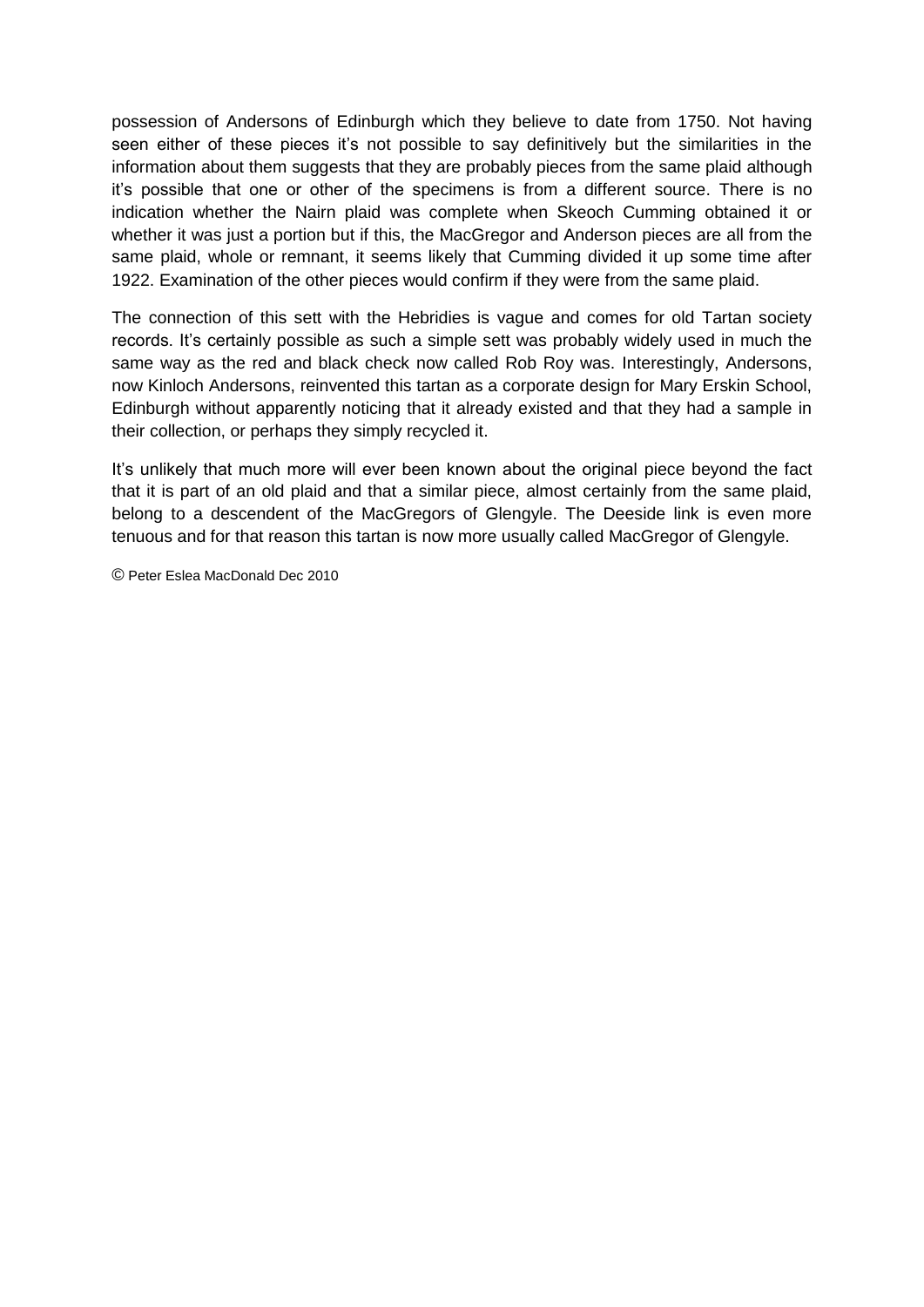possession of Andersons of Edinburgh which they believe to date from 1750. Not having seen either of these pieces it's not possible to say definitively but the similarities in the information about them suggests that they are probably pieces from the same plaid although it's possible that one or other of the specimens is from a different source. There is no indication whether the Nairn plaid was complete when Skeoch Cumming obtained it or whether it was just a portion but if this, the MacGregor and Anderson pieces are all from the same plaid, whole or remnant, it seems likely that Cumming divided it up some time after 1922. Examination of the other pieces would confirm if they were from the same plaid.

The connection of this sett with the Hebridies is vague and comes for old Tartan society records. It's certainly possible as such a simple sett was probably widely used in much the same way as the red and black check now called Rob Roy was. Interestingly, Andersons, now Kinloch Andersons, reinvented this tartan as a corporate design for Mary Erskin School, Edinburgh without apparently noticing that it already existed and that they had a sample in their collection, or perhaps they simply recycled it.

It's unlikely that much more will ever been known about the original piece beyond the fact that it is part of an old plaid and that a similar piece, almost certainly from the same plaid, belong to a descendent of the MacGregors of Glengyle. The Deeside link is even more tenuous and for that reason this tartan is now more usually called MacGregor of Glengyle.

© Peter Eslea MacDonald Dec 2010